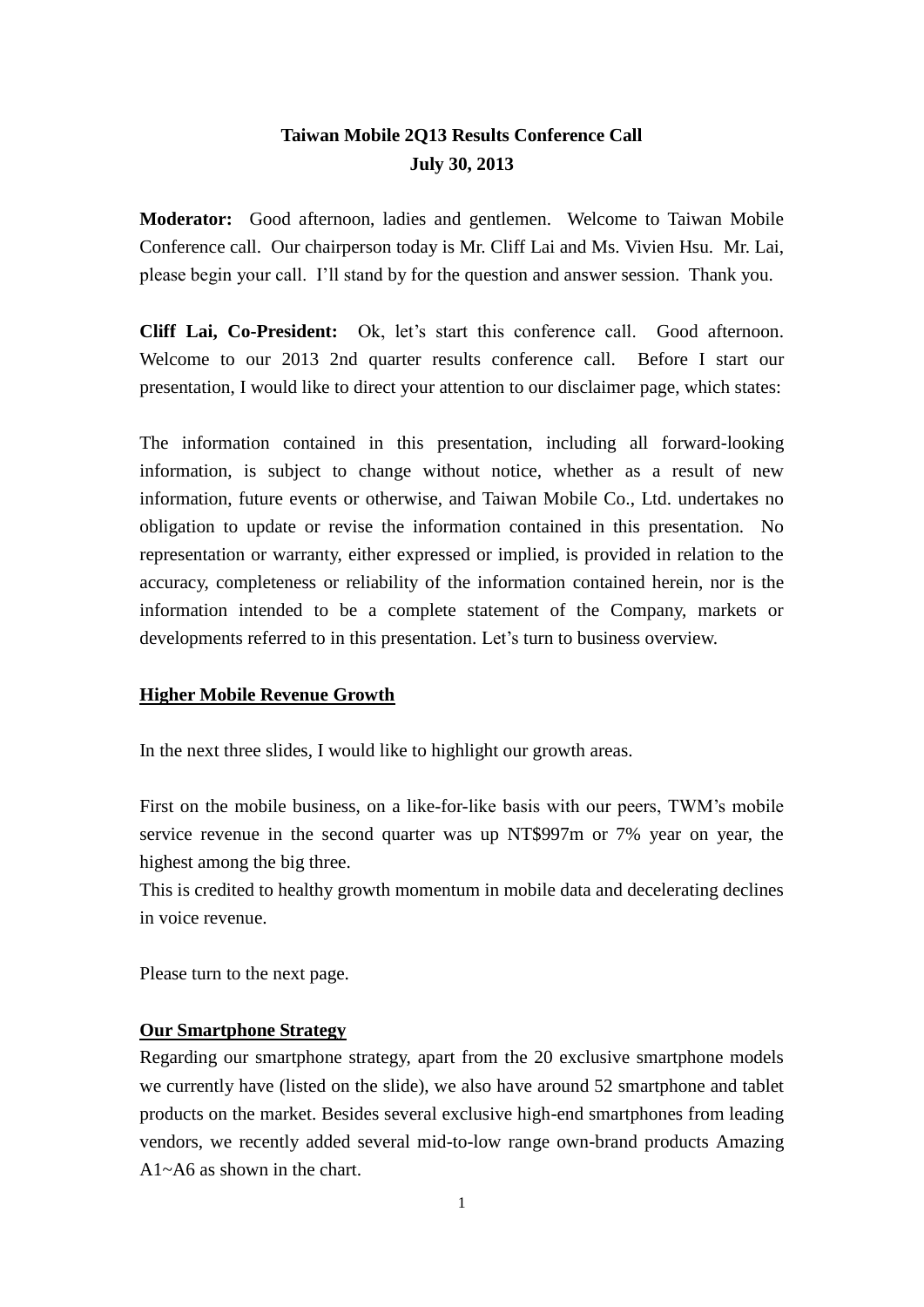# Taiwan Mobile 2Q13 Results Conference Call
## July 30, 2013

**Moderator:** Good afternoon, ladies and gentlemen. Welcome to Taiwan Mobile Conference call. Our chairperson today is Mr. Cliff Lai and Ms. Vivien Hsu. Mr. Lai, please begin your call. I'll stand by for the question and answer session. Thank you.

**Cliff Lai, Co-President:** Ok, let's start this conference call. Good afternoon. Welcome to our 2013 2nd quarter results conference call. Before I start our presentation, I would like to direct your attention to our disclaimer page, which states:

The information contained in this presentation, including all forward-looking information, is subject to change without notice, whether as a result of new information, future events or otherwise, and Taiwan Mobile Co., Ltd. undertakes no obligation to update or revise the information contained in this presentation. No representation or warranty, either expressed or implied, is provided in relation to the accuracy, completeness or reliability of the information contained herein, nor is the information intended to be a complete statement of the Company, markets or developments referred to in this presentation. Let's turn to business overview.

**<u>Higher Mobile Revenue Growth</u>**

In the next three slides, I would like to highlight our growth areas.

First on the mobile business, on a like-for-like basis with our peers, TWM's mobile service revenue in the second quarter was up NT$997m or 7% year on year, the highest among the big three.
This is credited to healthy growth momentum in mobile data and decelerating declines in voice revenue.

Please turn to the next page.

**<u>Our Smartphone Strategy</u>**

Regarding our smartphone strategy, apart from the 20 exclusive smartphone models we currently have (listed on the slide), we also have around 52 smartphone and tablet products on the market. Besides several exclusive high-end smartphones from leading vendors, we recently added several mid-to-low range own-brand products Amazing A1~A6 as shown in the chart.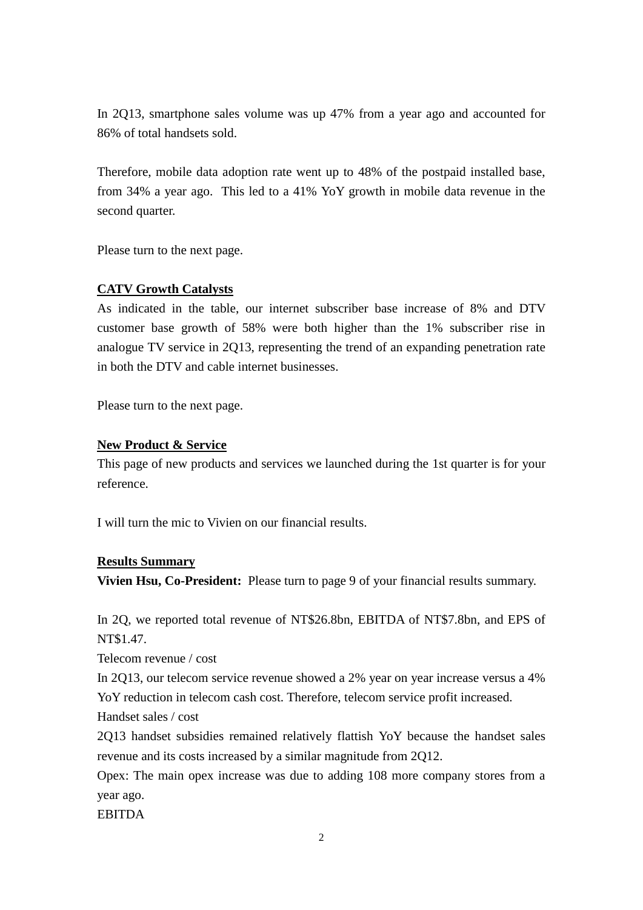In 2Q13, smartphone sales volume was up 47% from a year ago and accounted for 86% of total handsets sold.

Therefore, mobile data adoption rate went up to 48% of the postpaid installed base, from 34% a year ago. This led to a 41% YoY growth in mobile data revenue in the second quarter.

Please turn to the next page.

**CATV Growth Catalysts**

As indicated in the table, our internet subscriber base increase of 8% and DTV customer base growth of 58% were both higher than the 1% subscriber rise in analogue TV service in 2Q13, representing the trend of an expanding penetration rate in both the DTV and cable internet businesses.

Please turn to the next page.

**New Product & Service**

This page of new products and services we launched during the 1st quarter is for your reference.

I will turn the mic to Vivien on our financial results.

**Results Summary**

**Vivien Hsu, Co-President:** Please turn to page 9 of your financial results summary.

In 2Q, we reported total revenue of NT$26.8bn, EBITDA of NT$7.8bn, and EPS of NT$1.47.

Telecom revenue / cost

In 2Q13, our telecom service revenue showed a 2% year on year increase versus a 4% YoY reduction in telecom cash cost. Therefore, telecom service profit increased.

Handset sales / cost

2Q13 handset subsidies remained relatively flattish YoY because the handset sales revenue and its costs increased by a similar magnitude from 2Q12.

Opex: The main opex increase was due to adding 108 more company stores from a year ago.

EBITDA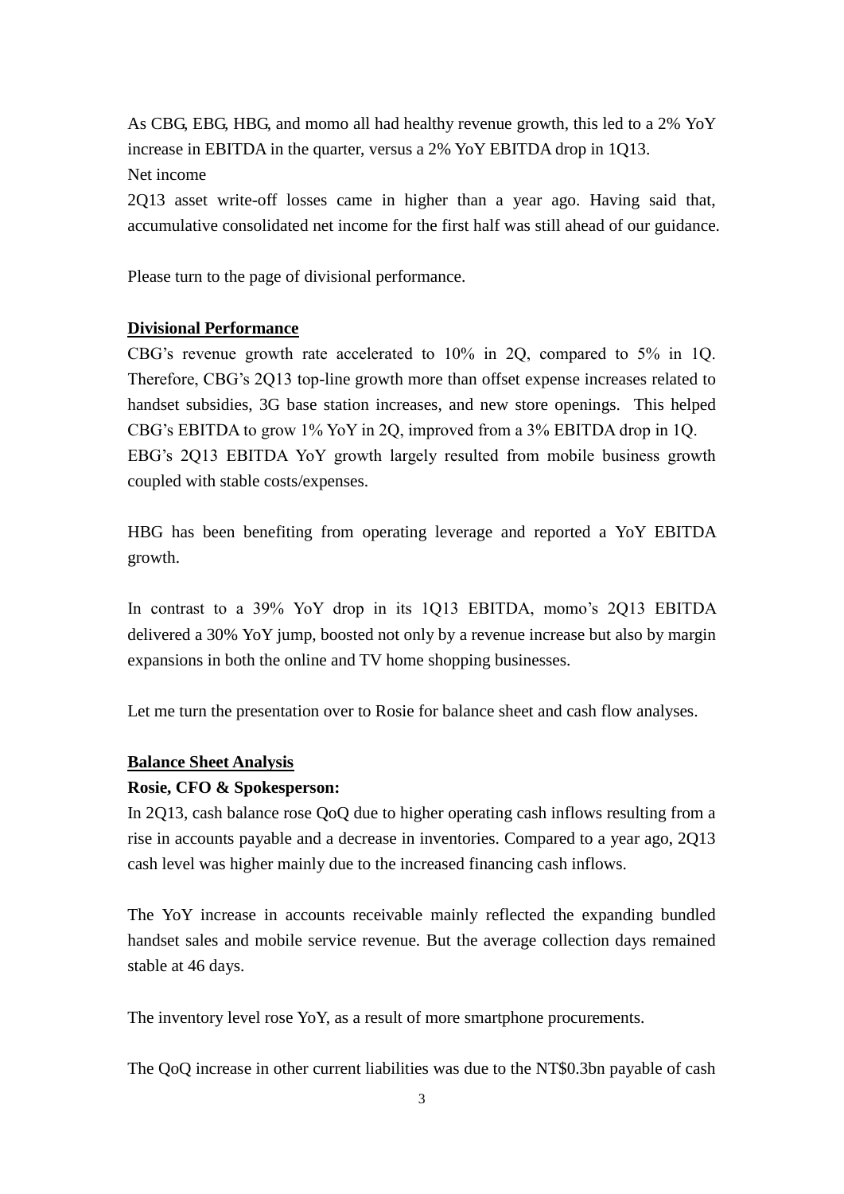As CBG, EBG, HBG, and momo all had healthy revenue growth, this led to a 2% YoY increase in EBITDA in the quarter, versus a 2% YoY EBITDA drop in 1Q13.

Net income

2Q13 asset write-off losses came in higher than a year ago. Having said that, accumulative consolidated net income for the first half was still ahead of our guidance.

Please turn to the page of divisional performance.

**Divisional Performance**

CBG's revenue growth rate accelerated to 10% in 2Q, compared to 5% in 1Q. Therefore, CBG's 2Q13 top-line growth more than offset expense increases related to handset subsidies, 3G base station increases, and new store openings. This helped CBG's EBITDA to grow 1% YoY in 2Q, improved from a 3% EBITDA drop in 1Q.

EBG's 2Q13 EBITDA YoY growth largely resulted from mobile business growth coupled with stable costs/expenses.

HBG has been benefiting from operating leverage and reported a YoY EBITDA growth.

In contrast to a 39% YoY drop in its 1Q13 EBITDA, momo's 2Q13 EBITDA delivered a 30% YoY jump, boosted not only by a revenue increase but also by margin expansions in both the online and TV home shopping businesses.

Let me turn the presentation over to Rosie for balance sheet and cash flow analyses.

**Balance Sheet Analysis**

**Rosie, CFO & Spokesperson:**

In 2Q13, cash balance rose QoQ due to higher operating cash inflows resulting from a rise in accounts payable and a decrease in inventories. Compared to a year ago, 2Q13 cash level was higher mainly due to the increased financing cash inflows.

The YoY increase in accounts receivable mainly reflected the expanding bundled handset sales and mobile service revenue. But the average collection days remained stable at 46 days.

The inventory level rose YoY, as a result of more smartphone procurements.

The QoQ increase in other current liabilities was due to the NT$0.3bn payable of cash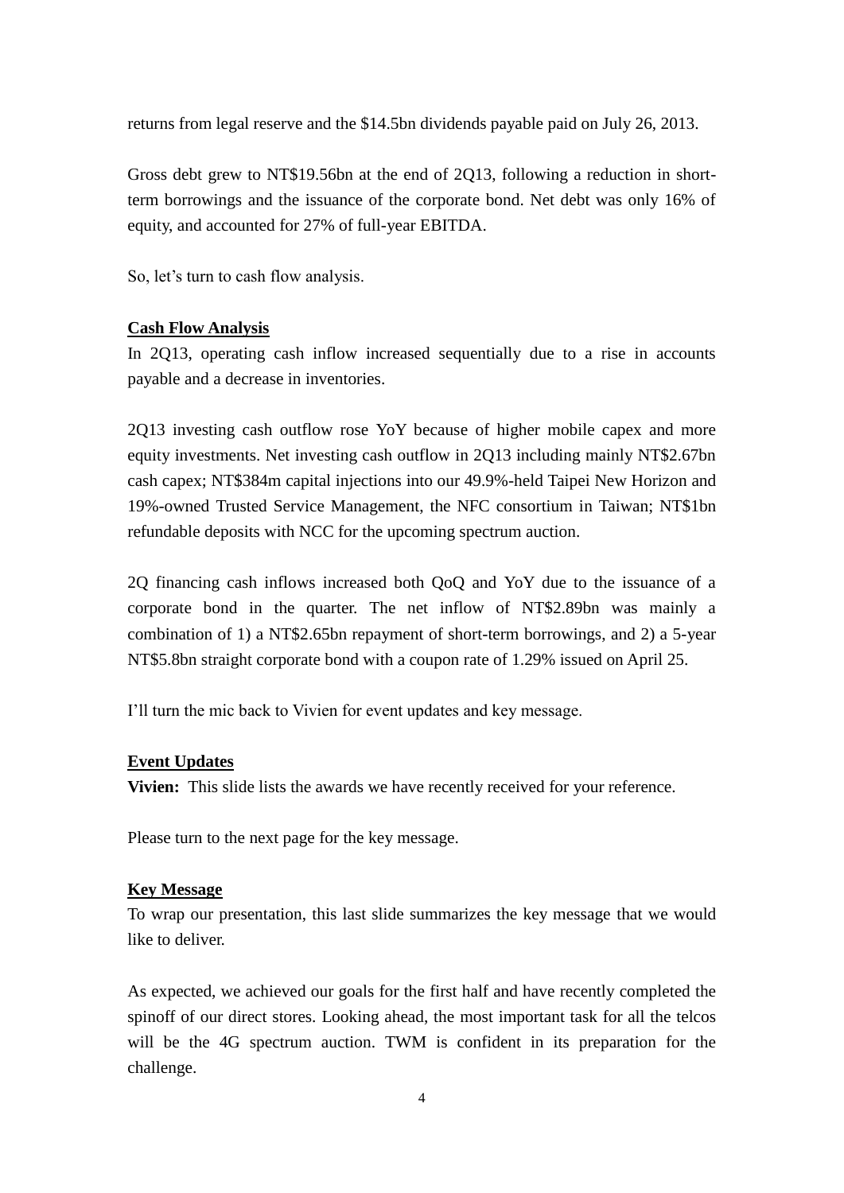returns from legal reserve and the $14.5bn dividends payable paid on July 26, 2013.

Gross debt grew to NT$19.56bn at the end of 2Q13, following a reduction in short-term borrowings and the issuance of the corporate bond. Net debt was only 16% of equity, and accounted for 27% of full-year EBITDA.

So, let's turn to cash flow analysis.

**Cash Flow Analysis**

In 2Q13, operating cash inflow increased sequentially due to a rise in accounts payable and a decrease in inventories.

2Q13 investing cash outflow rose YoY because of higher mobile capex and more equity investments. Net investing cash outflow in 2Q13 including mainly NT$2.67bn cash capex; NT$384m capital injections into our 49.9%-held Taipei New Horizon and 19%-owned Trusted Service Management, the NFC consortium in Taiwan; NT$1bn refundable deposits with NCC for the upcoming spectrum auction.

2Q financing cash inflows increased both QoQ and YoY due to the issuance of a corporate bond in the quarter. The net inflow of NT$2.89bn was mainly a combination of 1) a NT$2.65bn repayment of short-term borrowings, and 2) a 5-year NT$5.8bn straight corporate bond with a coupon rate of 1.29% issued on April 25.

I'll turn the mic back to Vivien for event updates and key message.

**Event Updates**

**Vivien:** This slide lists the awards we have recently received for your reference.

Please turn to the next page for the key message.

**Key Message**

To wrap our presentation, this last slide summarizes the key message that we would like to deliver.

As expected, we achieved our goals for the first half and have recently completed the spinoff of our direct stores. Looking ahead, the most important task for all the telcos will be the 4G spectrum auction. TWM is confident in its preparation for the challenge.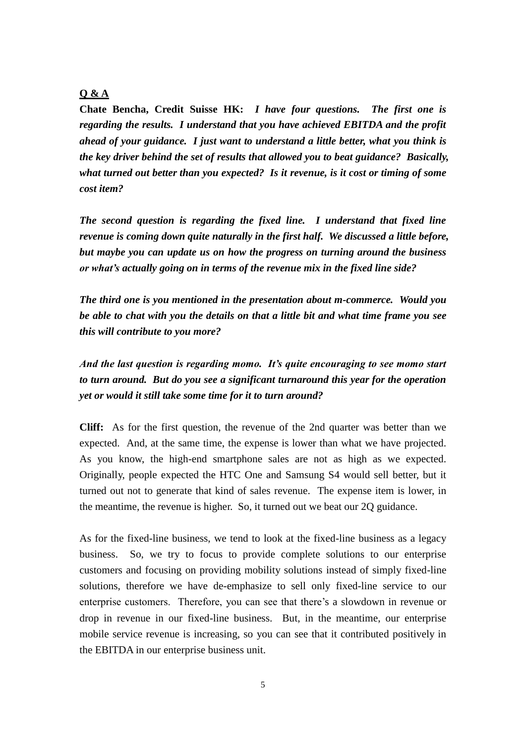**Q & A**

**Chate Bencha, Credit Suisse HK:** ***I have four questions. The first one is regarding the results. I understand that you have achieved EBITDA and the profit ahead of your guidance. I just want to understand a little better, what you think is the key driver behind the set of results that allowed you to beat guidance? Basically, what turned out better than you expected? Is it revenue, is it cost or timing of some cost item?***

***The second question is regarding the fixed line. I understand that fixed line revenue is coming down quite naturally in the first half. We discussed a little before, but maybe you can update us on how the progress on turning around the business or what's actually going on in terms of the revenue mix in the fixed line side?***

***The third one is you mentioned in the presentation about m-commerce. Would you be able to chat with you the details on that a little bit and what time frame you see this will contribute to you more?***

***And the last question is regarding momo. It's quite encouraging to see momo start to turn around. But do you see a significant turnaround this year for the operation yet or would it still take some time for it to turn around?***

**Cliff:** As for the first question, the revenue of the 2nd quarter was better than we expected. And, at the same time, the expense is lower than what we have projected. As you know, the high-end smartphone sales are not as high as we expected. Originally, people expected the HTC One and Samsung S4 would sell better, but it turned out not to generate that kind of sales revenue. The expense item is lower, in the meantime, the revenue is higher. So, it turned out we beat our 2Q guidance.

As for the fixed-line business, we tend to look at the fixed-line business as a legacy business. So, we try to focus to provide complete solutions to our enterprise customers and focusing on providing mobility solutions instead of simply fixed-line solutions, therefore we have de-emphasize to sell only fixed-line service to our enterprise customers. Therefore, you can see that there's a slowdown in revenue or drop in revenue in our fixed-line business. But, in the meantime, our enterprise mobile service revenue is increasing, so you can see that it contributed positively in the EBITDA in our enterprise business unit.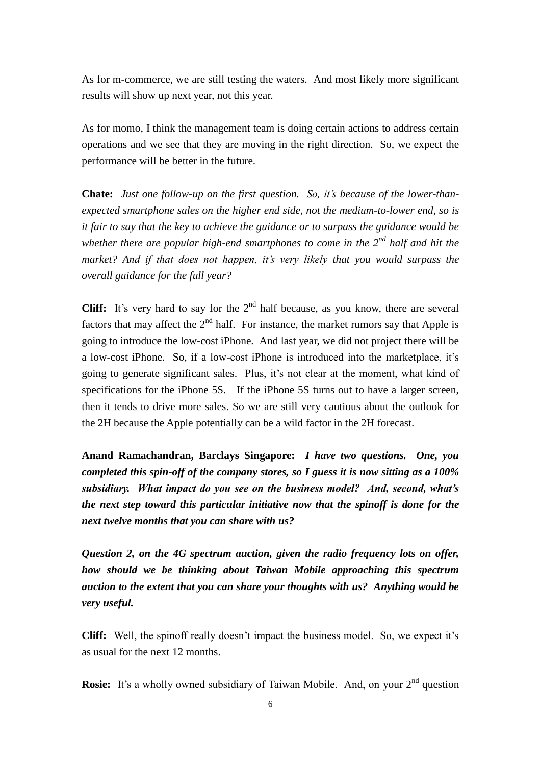As for m-commerce, we are still testing the waters. And most likely more significant results will show up next year, not this year.

As for momo, I think the management team is doing certain actions to address certain operations and we see that they are moving in the right direction. So, we expect the performance will be better in the future.

**Chate:** *Just one follow-up on the first question. So, it's because of the lower-than-expected smartphone sales on the higher end side, not the medium-to-lower end, so is it fair to say that the key to achieve the guidance or to surpass the guidance would be whether there are popular high-end smartphones to come in the 2nd half and hit the market? And if that does not happen, it's very likely that you would surpass the overall guidance for the full year?*

**Cliff:** It's very hard to say for the 2nd half because, as you know, there are several factors that may affect the 2nd half. For instance, the market rumors say that Apple is going to introduce the low-cost iPhone. And last year, we did not project there will be a low-cost iPhone. So, if a low-cost iPhone is introduced into the marketplace, it's going to generate significant sales. Plus, it's not clear at the moment, what kind of specifications for the iPhone 5S. If the iPhone 5S turns out to have a larger screen, then it tends to drive more sales. So we are still very cautious about the outlook for the 2H because the Apple potentially can be a wild factor in the 2H forecast.

**Anand Ramachandran, Barclays Singapore:** ***I have two questions. One, you completed this spin-off of the company stores, so I guess it is now sitting as a 100% subsidiary. What impact do you see on the business model? And, second, what's the next step toward this particular initiative now that the spinoff is done for the next twelve months that you can share with us?***

***Question 2, on the 4G spectrum auction, given the radio frequency lots on offer, how should we be thinking about Taiwan Mobile approaching this spectrum auction to the extent that you can share your thoughts with us? Anything would be very useful.***

**Cliff:** Well, the spinoff really doesn't impact the business model. So, we expect it's as usual for the next 12 months.

**Rosie:** It's a wholly owned subsidiary of Taiwan Mobile. And, on your 2nd question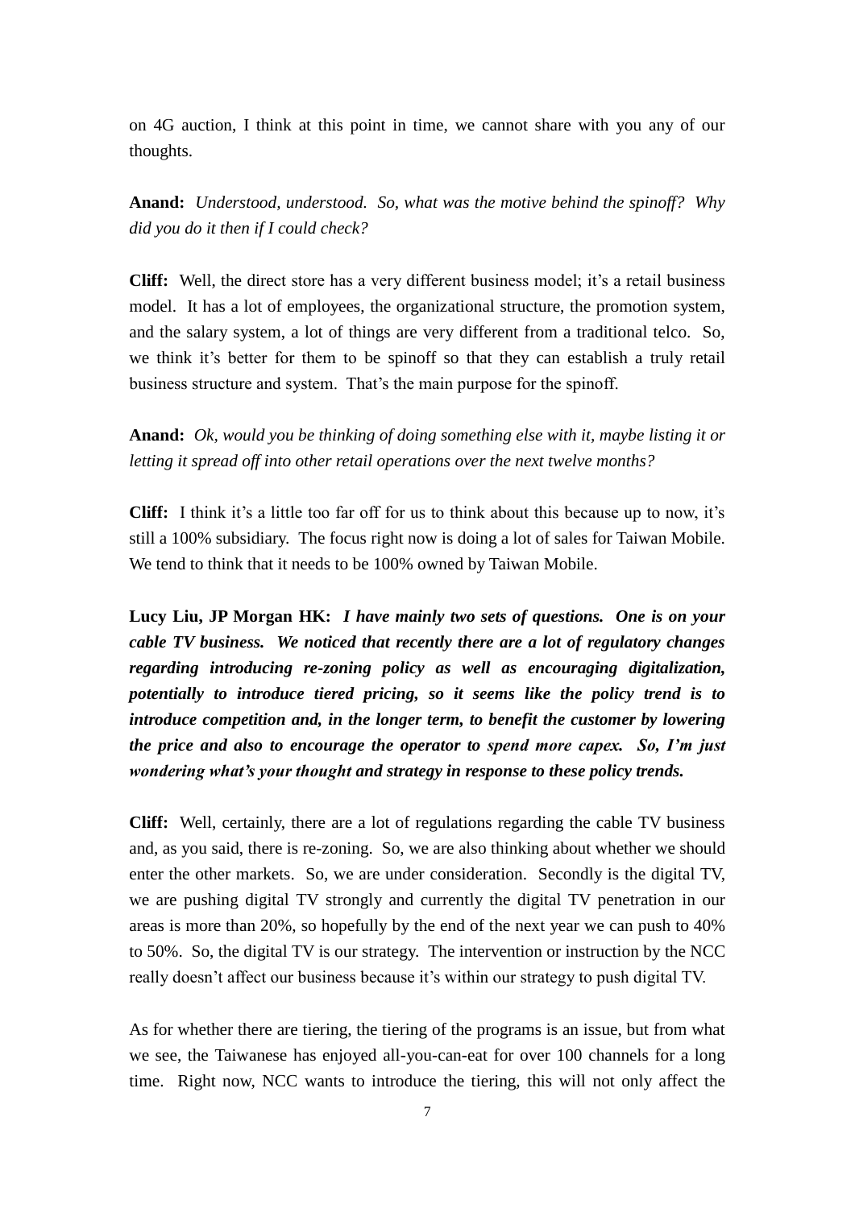on 4G auction, I think at this point in time, we cannot share with you any of our thoughts.

**Anand:** *Understood, understood. So, what was the motive behind the spinoff? Why did you do it then if I could check?*

**Cliff:** Well, the direct store has a very different business model; it's a retail business model. It has a lot of employees, the organizational structure, the promotion system, and the salary system, a lot of things are very different from a traditional telco. So, we think it's better for them to be spinoff so that they can establish a truly retail business structure and system. That's the main purpose for the spinoff.

**Anand:** *Ok, would you be thinking of doing something else with it, maybe listing it or letting it spread off into other retail operations over the next twelve months?*

**Cliff:** I think it's a little too far off for us to think about this because up to now, it's still a 100% subsidiary. The focus right now is doing a lot of sales for Taiwan Mobile. We tend to think that it needs to be 100% owned by Taiwan Mobile.

**Lucy Liu, JP Morgan HK:** ***I have mainly two sets of questions. One is on your cable TV business. We noticed that recently there are a lot of regulatory changes regarding introducing re-zoning policy as well as encouraging digitalization, potentially to introduce tiered pricing, so it seems like the policy trend is to introduce competition and, in the longer term, to benefit the customer by lowering the price and also to encourage the operator to spend more capex. So, I'm just wondering what's your thought and strategy in response to these policy trends.***

**Cliff:** Well, certainly, there are a lot of regulations regarding the cable TV business and, as you said, there is re-zoning. So, we are also thinking about whether we should enter the other markets. So, we are under consideration. Secondly is the digital TV, we are pushing digital TV strongly and currently the digital TV penetration in our areas is more than 20%, so hopefully by the end of the next year we can push to 40% to 50%. So, the digital TV is our strategy. The intervention or instruction by the NCC really doesn't affect our business because it's within our strategy to push digital TV.

As for whether there are tiering, the tiering of the programs is an issue, but from what we see, the Taiwanese has enjoyed all-you-can-eat for over 100 channels for a long time. Right now, NCC wants to introduce the tiering, this will not only affect the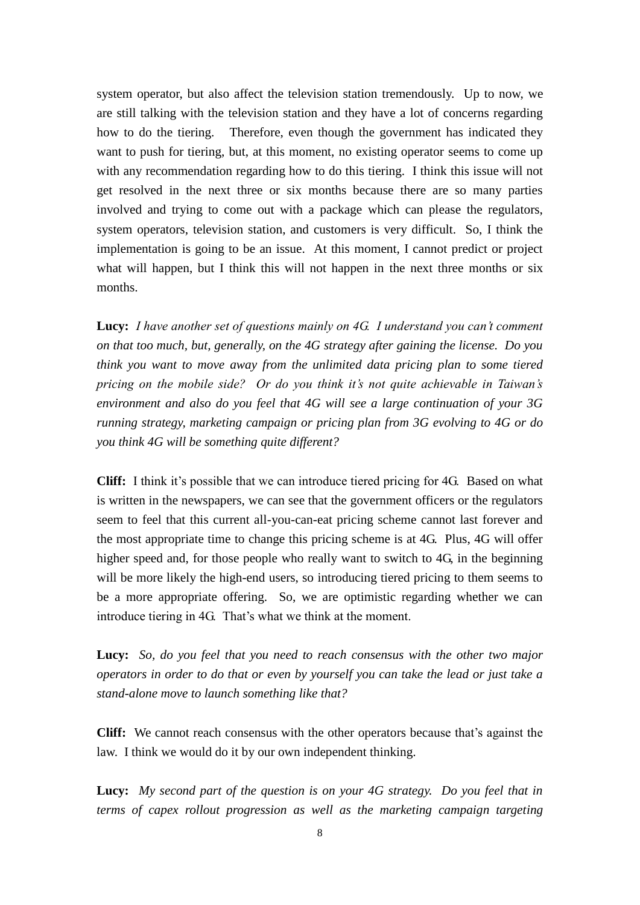system operator, but also affect the television station tremendously. Up to now, we are still talking with the television station and they have a lot of concerns regarding how to do the tiering. Therefore, even though the government has indicated they want to push for tiering, but, at this moment, no existing operator seems to come up with any recommendation regarding how to do this tiering. I think this issue will not get resolved in the next three or six months because there are so many parties involved and trying to come out with a package which can please the regulators, system operators, television station, and customers is very difficult. So, I think the implementation is going to be an issue. At this moment, I cannot predict or project what will happen, but I think this will not happen in the next three months or six months.

**Lucy:** *I have another set of questions mainly on 4G. I understand you can't comment on that too much, but, generally, on the 4G strategy after gaining the license. Do you think you want to move away from the unlimited data pricing plan to some tiered pricing on the mobile side? Or do you think it's not quite achievable in Taiwan's environment and also do you feel that 4G will see a large continuation of your 3G running strategy, marketing campaign or pricing plan from 3G evolving to 4G or do you think 4G will be something quite different?*

**Cliff:** I think it's possible that we can introduce tiered pricing for 4G. Based on what is written in the newspapers, we can see that the government officers or the regulators seem to feel that this current all-you-can-eat pricing scheme cannot last forever and the most appropriate time to change this pricing scheme is at 4G. Plus, 4G will offer higher speed and, for those people who really want to switch to 4G, in the beginning will be more likely the high-end users, so introducing tiered pricing to them seems to be a more appropriate offering. So, we are optimistic regarding whether we can introduce tiering in 4G. That's what we think at the moment.

**Lucy:** *So, do you feel that you need to reach consensus with the other two major operators in order to do that or even by yourself you can take the lead or just take a stand-alone move to launch something like that?*

**Cliff:** We cannot reach consensus with the other operators because that's against the law. I think we would do it by our own independent thinking.

**Lucy:** *My second part of the question is on your 4G strategy. Do you feel that in terms of capex rollout progression as well as the marketing campaign targeting*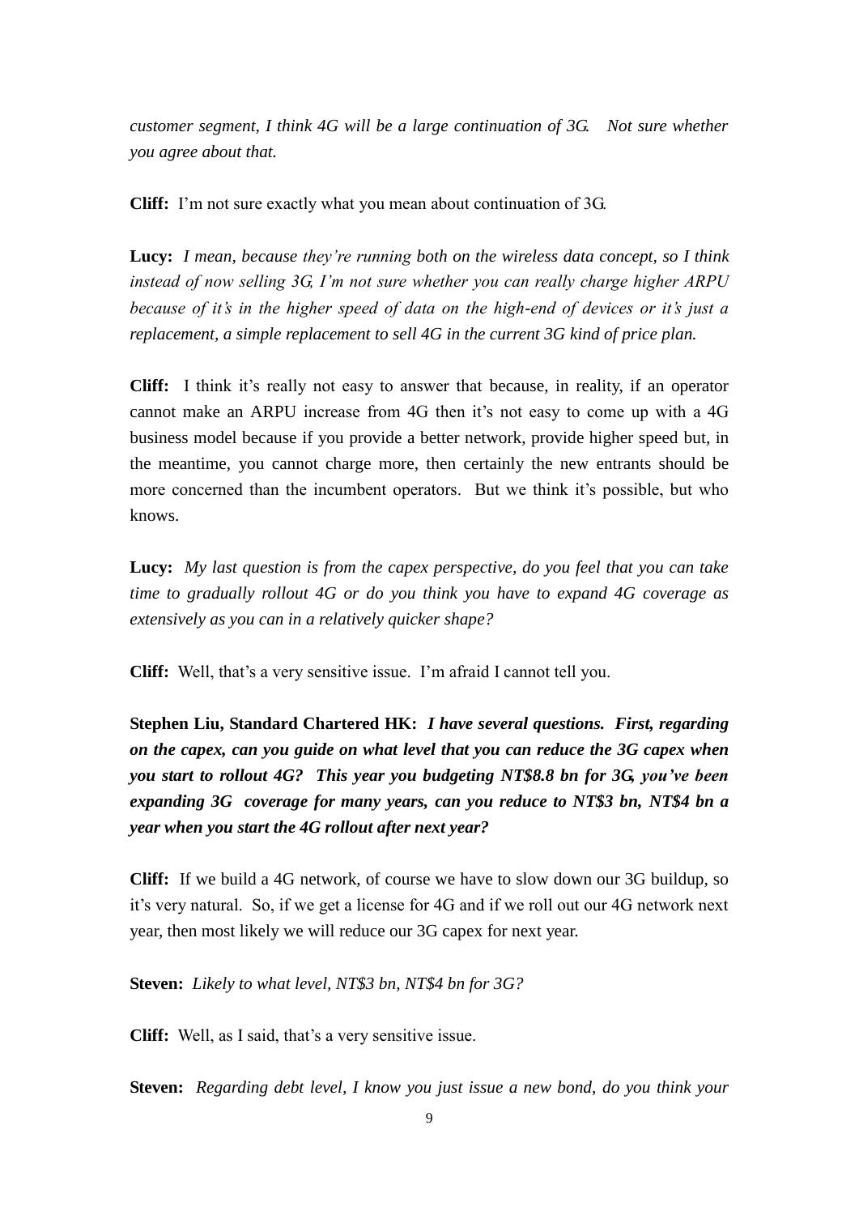*customer segment, I think 4G will be a large continuation of 3G. Not sure whether you agree about that.*

**Cliff:** I'm not sure exactly what you mean about continuation of 3G.

**Lucy:** *I mean, because they're running both on the wireless data concept, so I think instead of now selling 3G, I'm not sure whether you can really charge higher ARPU because of it's in the higher speed of data on the high-end of devices or it's just a replacement, a simple replacement to sell 4G in the current 3G kind of price plan.*

**Cliff:** I think it's really not easy to answer that because, in reality, if an operator cannot make an ARPU increase from 4G then it's not easy to come up with a 4G business model because if you provide a better network, provide higher speed but, in the meantime, you cannot charge more, then certainly the new entrants should be more concerned than the incumbent operators. But we think it's possible, but who knows.

**Lucy:** *My last question is from the capex perspective, do you feel that you can take time to gradually rollout 4G or do you think you have to expand 4G coverage as extensively as you can in a relatively quicker shape?*

**Cliff:** Well, that's a very sensitive issue. I'm afraid I cannot tell you.

**Stephen Liu, Standard Chartered HK:** ***I have several questions. First, regarding on the capex, can you guide on what level that you can reduce the 3G capex when you start to rollout 4G? This year you budgeting NT$8.8 bn for 3G, you've been expanding 3G coverage for many years, can you reduce to NT$3 bn, NT$4 bn a year when you start the 4G rollout after next year?***

**Cliff:** If we build a 4G network, of course we have to slow down our 3G buildup, so it's very natural. So, if we get a license for 4G and if we roll out our 4G network next year, then most likely we will reduce our 3G capex for next year.

**Steven:** *Likely to what level, NT$3 bn, NT$4 bn for 3G?*

**Cliff:** Well, as I said, that's a very sensitive issue.

**Steven:** *Regarding debt level, I know you just issue a new bond, do you think your*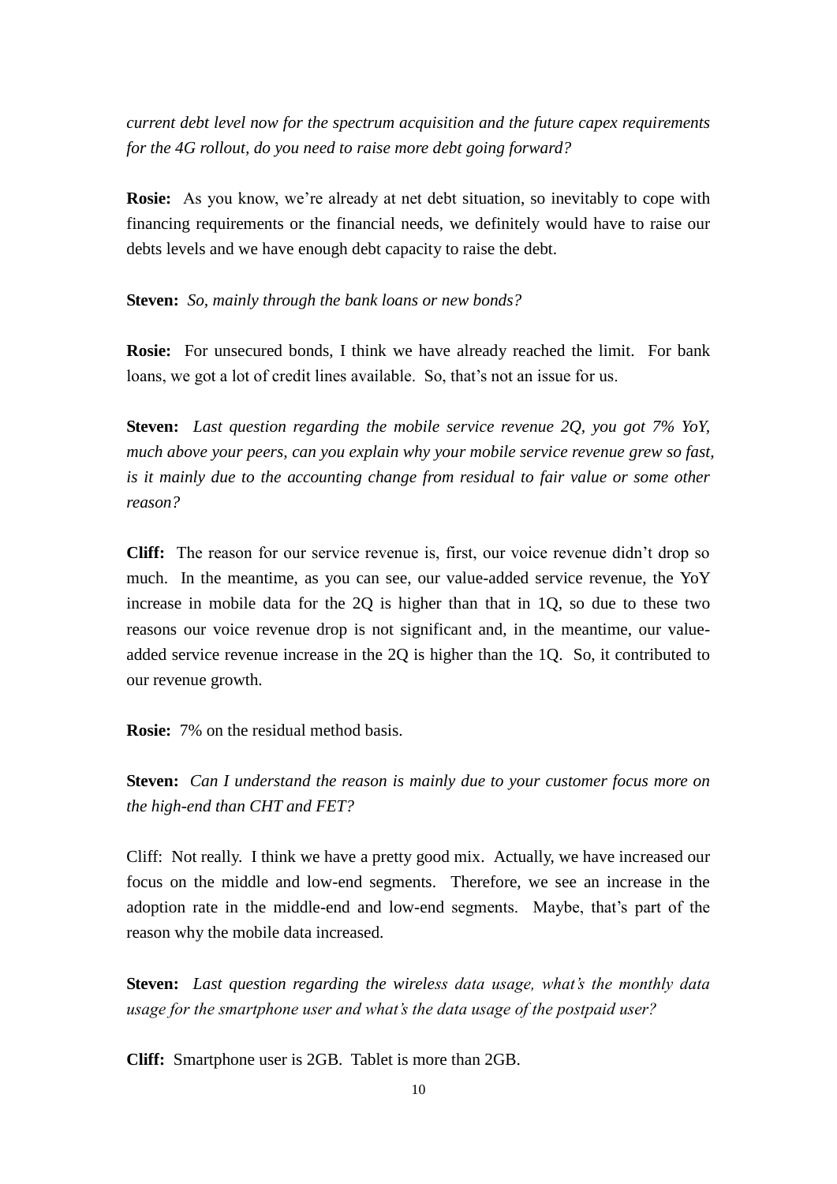*current debt level now for the spectrum acquisition and the future capex requirements for the 4G rollout, do you need to raise more debt going forward?*

**Rosie:** As you know, we're already at net debt situation, so inevitably to cope with financing requirements or the financial needs, we definitely would have to raise our debts levels and we have enough debt capacity to raise the debt.

**Steven:** *So, mainly through the bank loans or new bonds?*

**Rosie:** For unsecured bonds, I think we have already reached the limit. For bank loans, we got a lot of credit lines available. So, that's not an issue for us.

**Steven:** *Last question regarding the mobile service revenue 2Q, you got 7% YoY, much above your peers, can you explain why your mobile service revenue grew so fast, is it mainly due to the accounting change from residual to fair value or some other reason?*

**Cliff:** The reason for our service revenue is, first, our voice revenue didn't drop so much. In the meantime, as you can see, our value-added service revenue, the YoY increase in mobile data for the 2Q is higher than that in 1Q, so due to these two reasons our voice revenue drop is not significant and, in the meantime, our value-added service revenue increase in the 2Q is higher than the 1Q. So, it contributed to our revenue growth.

**Rosie:** 7% on the residual method basis.

**Steven:** *Can I understand the reason is mainly due to your customer focus more on the high-end than CHT and FET?*

Cliff: Not really. I think we have a pretty good mix. Actually, we have increased our focus on the middle and low-end segments. Therefore, we see an increase in the adoption rate in the middle-end and low-end segments. Maybe, that's part of the reason why the mobile data increased.

**Steven:** *Last question regarding the wireless data usage, what's the monthly data usage for the smartphone user and what's the data usage of the postpaid user?*

**Cliff:** Smartphone user is 2GB. Tablet is more than 2GB.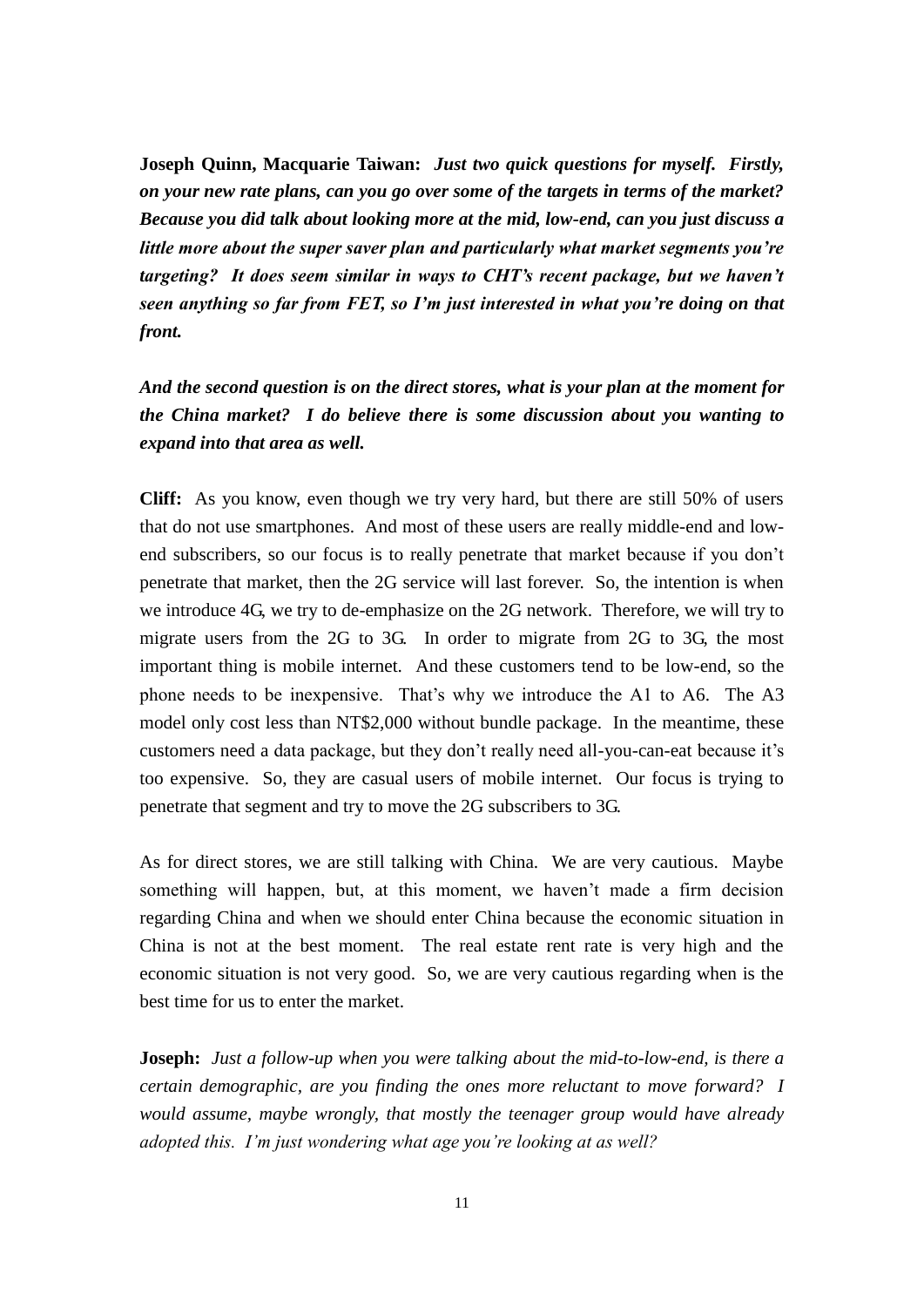**Joseph Quinn, Macquarie Taiwan:** ***Just two quick questions for myself. Firstly, on your new rate plans, can you go over some of the targets in terms of the market? Because you did talk about looking more at the mid, low-end, can you just discuss a little more about the super saver plan and particularly what market segments you're targeting? It does seem similar in ways to CHT's recent package, but we haven't seen anything so far from FET, so I'm just interested in what you're doing on that front.***

***And the second question is on the direct stores, what is your plan at the moment for the China market? I do believe there is some discussion about you wanting to expand into that area as well.***

**Cliff:** As you know, even though we try very hard, but there are still 50% of users that do not use smartphones. And most of these users are really middle-end and low-end subscribers, so our focus is to really penetrate that market because if you don't penetrate that market, then the 2G service will last forever. So, the intention is when we introduce 4G, we try to de-emphasize on the 2G network. Therefore, we will try to migrate users from the 2G to 3G. In order to migrate from 2G to 3G, the most important thing is mobile internet. And these customers tend to be low-end, so the phone needs to be inexpensive. That's why we introduce the A1 to A6. The A3 model only cost less than NT$2,000 without bundle package. In the meantime, these customers need a data package, but they don't really need all-you-can-eat because it's too expensive. So, they are casual users of mobile internet. Our focus is trying to penetrate that segment and try to move the 2G subscribers to 3G.

As for direct stores, we are still talking with China. We are very cautious. Maybe something will happen, but, at this moment, we haven't made a firm decision regarding China and when we should enter China because the economic situation in China is not at the best moment. The real estate rent rate is very high and the economic situation is not very good. So, we are very cautious regarding when is the best time for us to enter the market.

**Joseph:** *Just a follow-up when you were talking about the mid-to-low-end, is there a certain demographic, are you finding the ones more reluctant to move forward? I would assume, maybe wrongly, that mostly the teenager group would have already adopted this. I'm just wondering what age you're looking at as well?*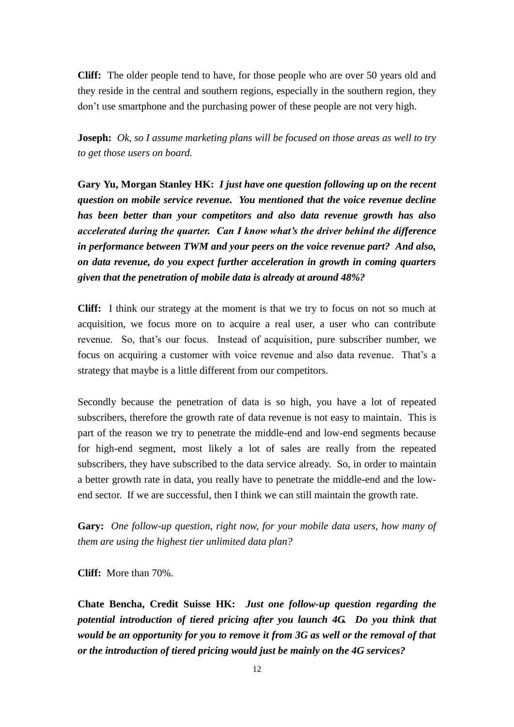**Cliff:** The older people tend to have, for those people who are over 50 years old and they reside in the central and southern regions, especially in the southern region, they don't use smartphone and the purchasing power of these people are not very high.

**Joseph:** *Ok, so I assume marketing plans will be focused on those areas as well to try to get those users on board.*

**Gary Yu, Morgan Stanley HK:** ***I just have one question following up on the recent question on mobile service revenue. You mentioned that the voice revenue decline has been better than your competitors and also data revenue growth has also accelerated during the quarter. Can I know what's the driver behind the difference in performance between TWM and your peers on the voice revenue part? And also, on data revenue, do you expect further acceleration in growth in coming quarters given that the penetration of mobile data is already at around 48%?***

**Cliff:** I think our strategy at the moment is that we try to focus on not so much at acquisition, we focus more on to acquire a real user, a user who can contribute revenue. So, that's our focus. Instead of acquisition, pure subscriber number, we focus on acquiring a customer with voice revenue and also data revenue. That's a strategy that maybe is a little different from our competitors.

Secondly because the penetration of data is so high, you have a lot of repeated subscribers, therefore the growth rate of data revenue is not easy to maintain. This is part of the reason we try to penetrate the middle-end and low-end segments because for high-end segment, most likely a lot of sales are really from the repeated subscribers, they have subscribed to the data service already. So, in order to maintain a better growth rate in data, you really have to penetrate the middle-end and the low-end sector. If we are successful, then I think we can still maintain the growth rate.

**Gary:** *One follow-up question, right now, for your mobile data users, how many of them are using the highest tier unlimited data plan?*

**Cliff:** More than 70%.

**Chate Bencha, Credit Suisse HK:** ***Just one follow-up question regarding the potential introduction of tiered pricing after you launch 4G. Do you think that would be an opportunity for you to remove it from 3G as well or the removal of that or the introduction of tiered pricing would just be mainly on the 4G services?***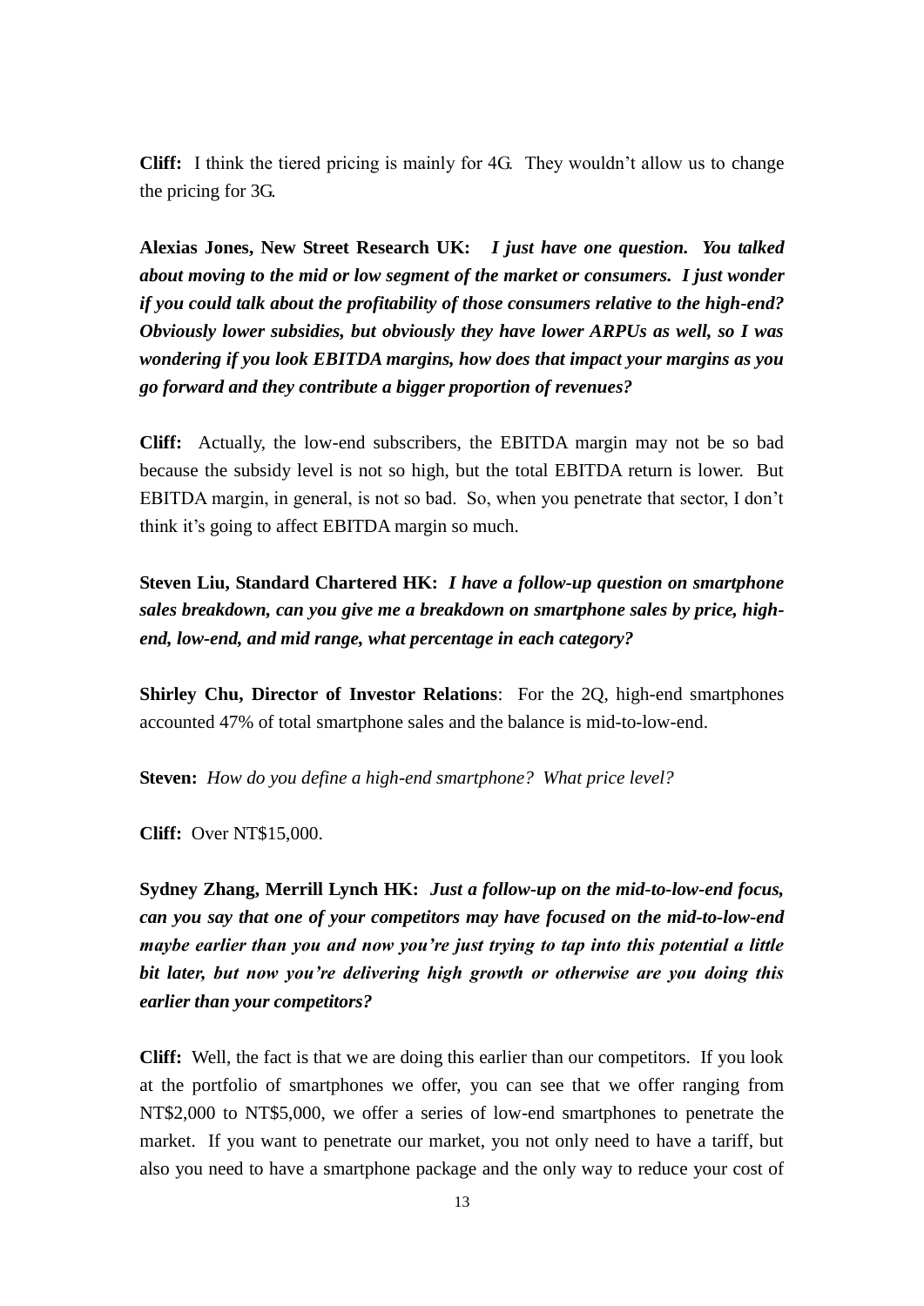**Cliff:** I think the tiered pricing is mainly for 4G. They wouldn't allow us to change the pricing for 3G.

**Alexias Jones, New Street Research UK:** ***I just have one question. You talked about moving to the mid or low segment of the market or consumers. I just wonder if you could talk about the profitability of those consumers relative to the high-end? Obviously lower subsidies, but obviously they have lower ARPUs as well, so I was wondering if you look EBITDA margins, how does that impact your margins as you go forward and they contribute a bigger proportion of revenues?***

**Cliff:** Actually, the low-end subscribers, the EBITDA margin may not be so bad because the subsidy level is not so high, but the total EBITDA return is lower. But EBITDA margin, in general, is not so bad. So, when you penetrate that sector, I don't think it's going to affect EBITDA margin so much.

**Steven Liu, Standard Chartered HK:** ***I have a follow-up question on smartphone sales breakdown, can you give me a breakdown on smartphone sales by price, high-end, low-end, and mid range, what percentage in each category?***

**Shirley Chu, Director of Investor Relations**: For the 2Q, high-end smartphones accounted 47% of total smartphone sales and the balance is mid-to-low-end.

**Steven:** *How do you define a high-end smartphone? What price level?*

**Cliff:** Over NT$15,000.

**Sydney Zhang, Merrill Lynch HK:** ***Just a follow-up on the mid-to-low-end focus, can you say that one of your competitors may have focused on the mid-to-low-end maybe earlier than you and now you're just trying to tap into this potential a little bit later, but now you're delivering high growth or otherwise are you doing this earlier than your competitors?***

**Cliff:** Well, the fact is that we are doing this earlier than our competitors. If you look at the portfolio of smartphones we offer, you can see that we offer ranging from NT$2,000 to NT$5,000, we offer a series of low-end smartphones to penetrate the market. If you want to penetrate our market, you not only need to have a tariff, but also you need to have a smartphone package and the only way to reduce your cost of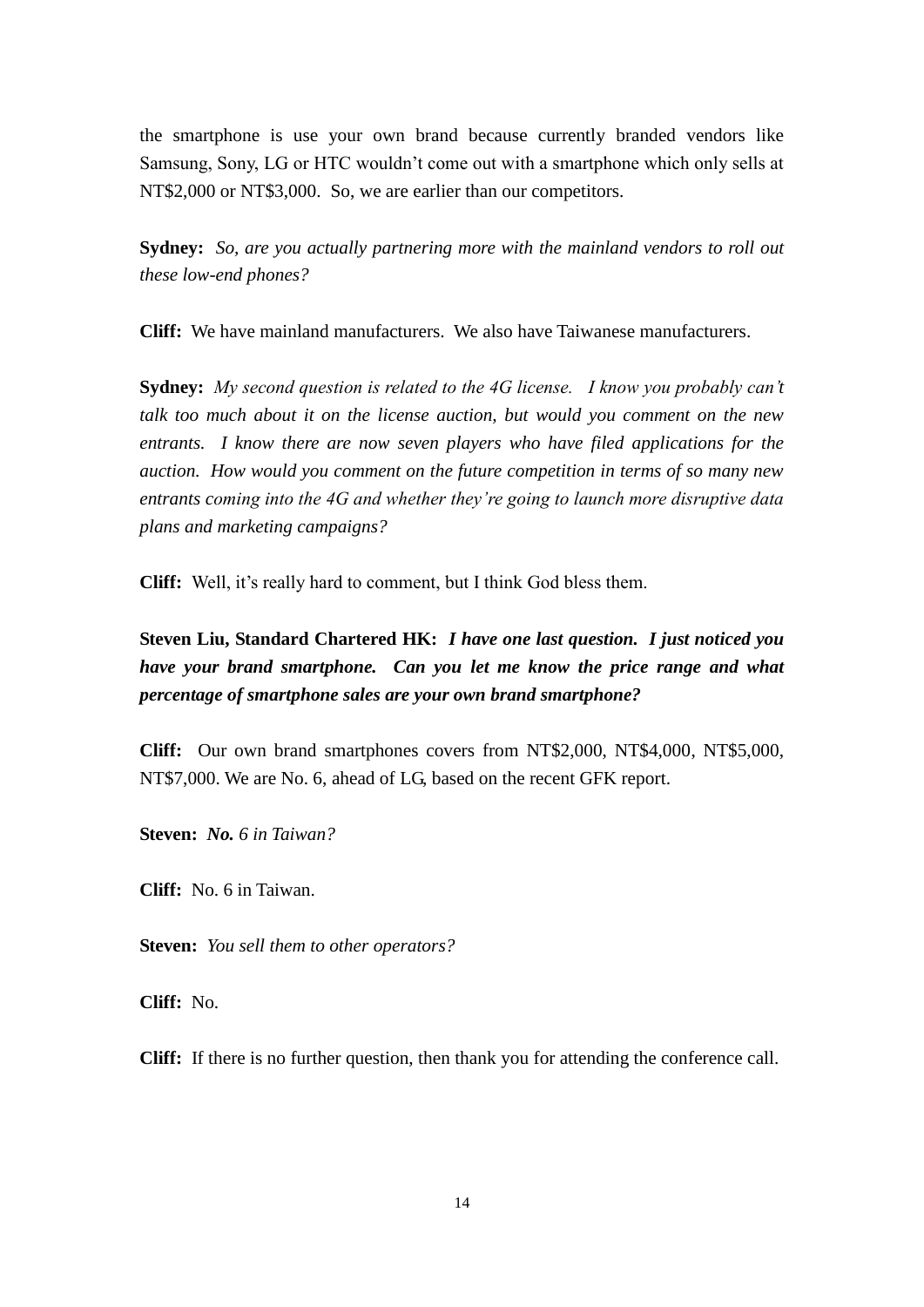the smartphone is use your own brand because currently branded vendors like Samsung, Sony, LG or HTC wouldn't come out with a smartphone which only sells at NT$2,000 or NT$3,000. So, we are earlier than our competitors.

**Sydney:** *So, are you actually partnering more with the mainland vendors to roll out these low-end phones?*

**Cliff:** We have mainland manufacturers. We also have Taiwanese manufacturers.

**Sydney:** *My second question is related to the 4G license. I know you probably can't talk too much about it on the license auction, but would you comment on the new entrants. I know there are now seven players who have filed applications for the auction. How would you comment on the future competition in terms of so many new entrants coming into the 4G and whether they're going to launch more disruptive data plans and marketing campaigns?*

**Cliff:** Well, it's really hard to comment, but I think God bless them.

**Steven Liu, Standard Chartered HK:** ***I have one last question. I just noticed you have your brand smartphone. Can you let me know the price range and what percentage of smartphone sales are your own brand smartphone?***

**Cliff:** Our own brand smartphones covers from NT$2,000, NT$4,000, NT$5,000, NT$7,000. We are No. 6, ahead of LG, based on the recent GFK report.

**Steven:** ***No.*** *6 in Taiwan?*

**Cliff:** No. 6 in Taiwan.

**Steven:** *You sell them to other operators?*

**Cliff:** No.

**Cliff:** If there is no further question, then thank you for attending the conference call.